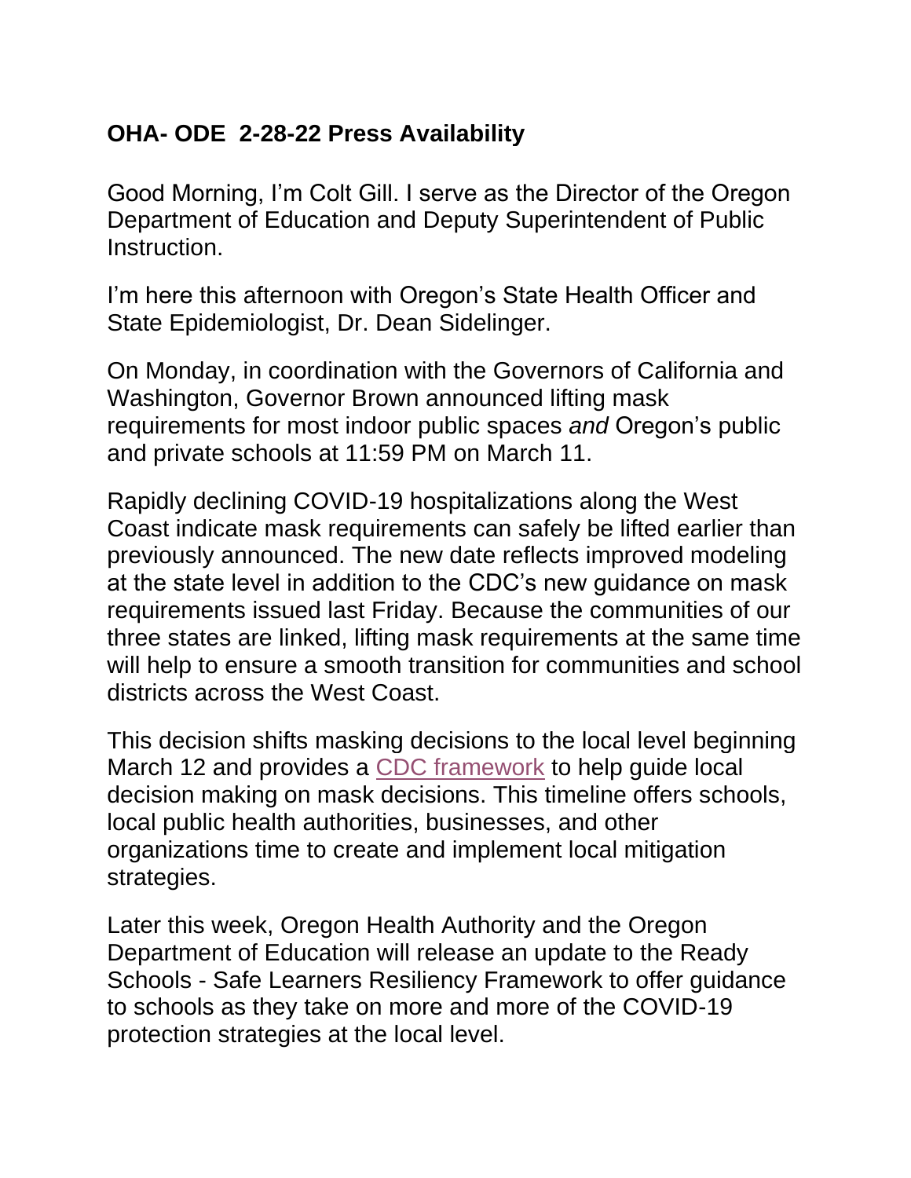**OHA- ODE 2-28-22 Press Availability**

Good Morning, I'm Colt Gill. I serve as the Director of the Oregon Department of Education and Deputy Superintendent of Public Instruction.

I'm here this afternoon with Oregon's State Health Officer and State Epidemiologist, Dr. Dean Sidelinger.

On Monday, in coordination with the Governors of California and Washington, Governor Brown announced lifting mask requirements for most indoor public spaces *and* Oregon's public and private schools at 11:59 PM on March 11.

Rapidly declining COVID-19 hospitalizations along the West Coast indicate mask requirements can safely be lifted earlier than previously announced. The new date reflects improved modeling at the state level in addition to the CDC's new guidance on mask requirements issued last Friday. Because the communities of our three states are linked, lifting mask requirements at the same time will help to ensure a smooth transition for communities and school districts across the West Coast.

This decision shifts masking decisions to the local level beginning March 12 and provides a CDC framework to help guide local decision making on mask decisions. This timeline offers schools, local public health authorities, businesses, and other organizations time to create and implement local mitigation strategies.

Later this week, Oregon Health Authority and the Oregon Department of Education will release an update to the Ready Schools - Safe Learners Resiliency Framework to offer guidance to schools as they take on more and more of the COVID-19 protection strategies at the local level.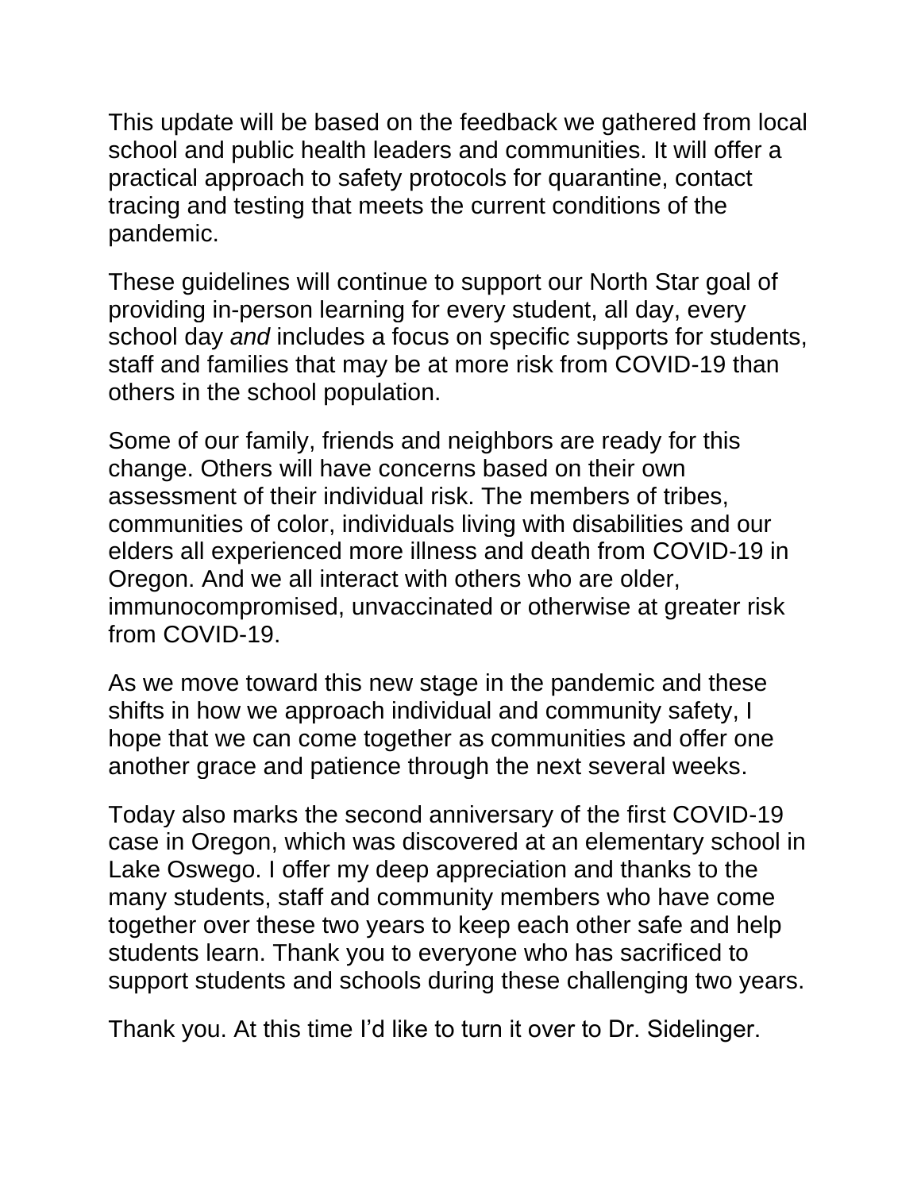This update will be based on the feedback we gathered from local school and public health leaders and communities. It will offer a practical approach to safety protocols for quarantine, contact tracing and testing that meets the current conditions of the pandemic.

These guidelines will continue to support our North Star goal of providing in-person learning for every student, all day, every school day *and* includes a focus on specific supports for students, staff and families that may be at more risk from COVID-19 than others in the school population.

Some of our family, friends and neighbors are ready for this change. Others will have concerns based on their own assessment of their individual risk. The members of tribes, communities of color, individuals living with disabilities and our elders all experienced more illness and death from COVID-19 in Oregon. And we all interact with others who are older, immunocompromised, unvaccinated or otherwise at greater risk from COVID-19.

As we move toward this new stage in the pandemic and these shifts in how we approach individual and community safety, I hope that we can come together as communities and offer one another grace and patience through the next several weeks.

Today also marks the second anniversary of the first COVID-19 case in Oregon, which was discovered at an elementary school in Lake Oswego. I offer my deep appreciation and thanks to the many students, staff and community members who have come together over these two years to keep each other safe and help students learn. Thank you to everyone who has sacrificed to support students and schools during these challenging two years.

Thank you. At this time I'd like to turn it over to Dr. Sidelinger.